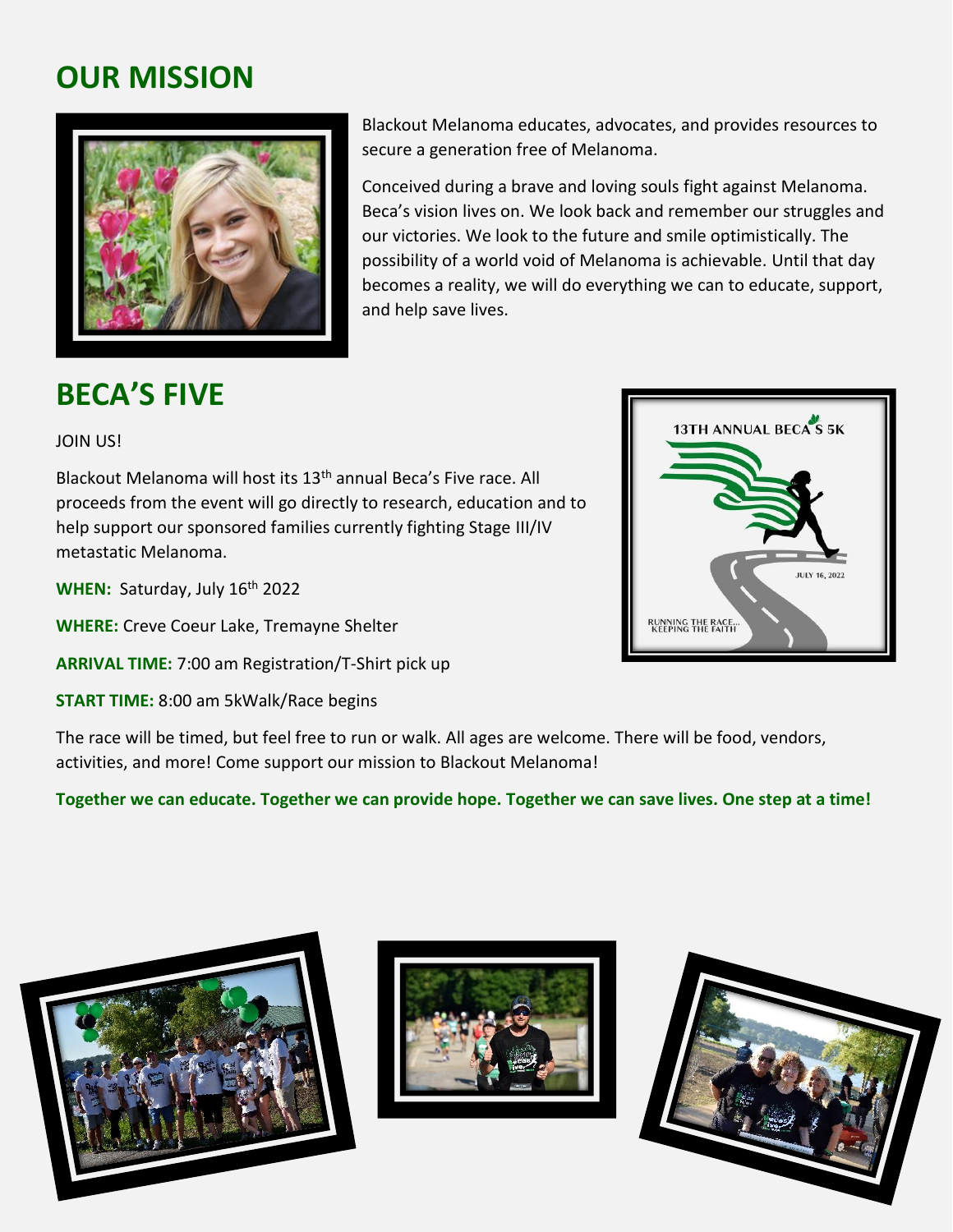## OUR MISSION

Blackout Melanoma educates, advocates, and provides resources to secure a generation free of Melanoma.

Conceived during a brave and loving souls fight against Melanoma. Beca's vision lives on. We look back and remember our struggles and our victories. We look to the future and smile optimistically. The possibility of a world void of Melanoma is achievable. Until that day becomes a reality, we will do everything we can to educate, support, and help save lives.

## BECA'S FIVE

JOIN US!

Blackout Melanoma will host its 13th annual Beca's Five race. All proceeds from the event will go directly to research, education and to help support our sponsored families currently fighting Stage III/IV metastatic Melanoma.

**WHEN:** Saturday, July 16th 2022

**WHERE:** Creve Coeur Lake, Tremayne Shelter

**ARRIVAL TIME:** 7:00 am Registration/T-Shirt pick up

**START TIME:** 8:00 am 5kWalk/Race begins

The race will be timed, but feel free to run or walk. All ages are welcome. There will be food, vendors, activities, and more! Come support our mission to Blackout Melanoma!

**Together we can educate. Together we can provide hope. Together we can save lives. One step at a time!**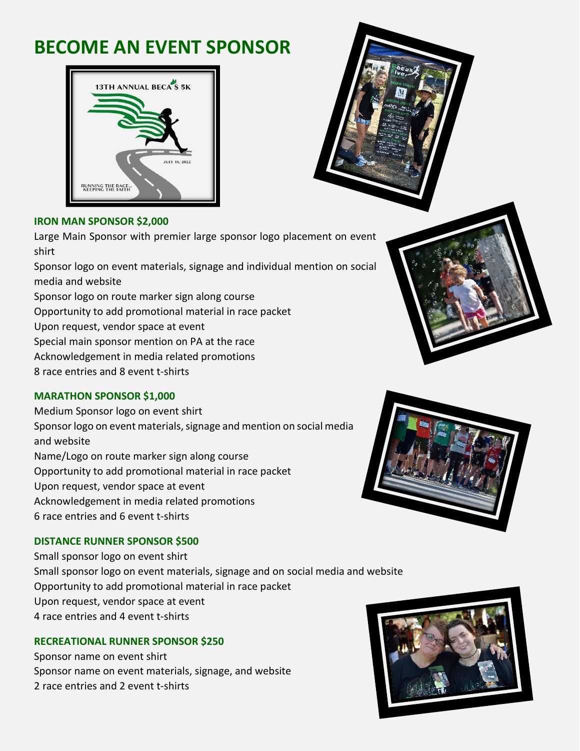# BECOME AN EVENT SPONSOR

### IRON MAN SPONSOR $2,000

Large Main Sponsor with premier large sponsor logo placement on event shirt
Sponsor logo on event materials, signage and individual mention on social media and website
Sponsor logo on route marker sign along course
Opportunity to add promotional material in race packet
Upon request, vendor space at event
Special main sponsor mention on PA at the race
Acknowledgement in media related promotions
8 race entries and 8 event t-shirts

### MARATHON SPONSOR $1,000

Medium Sponsor logo on event shirt
Sponsor logo on event materials, signage and mention on social media and website
Name/Logo on route marker sign along course
Opportunity to add promotional material in race packet
Upon request, vendor space at event
Acknowledgement in media related promotions
6 race entries and 6 event t-shirts

### DISTANCE RUNNER SPONSOR $500

Small sponsor logo on event shirt
Small sponsor logo on event materials, signage and on social media and website
Opportunity to add promotional material in race packet
Upon request, vendor space at event
4 race entries and 4 event t-shirts

### RECREATIONAL RUNNER SPONSOR $250

Sponsor name on event shirt
Sponsor name on event materials, signage, and website
2 race entries and 2 event t-shirts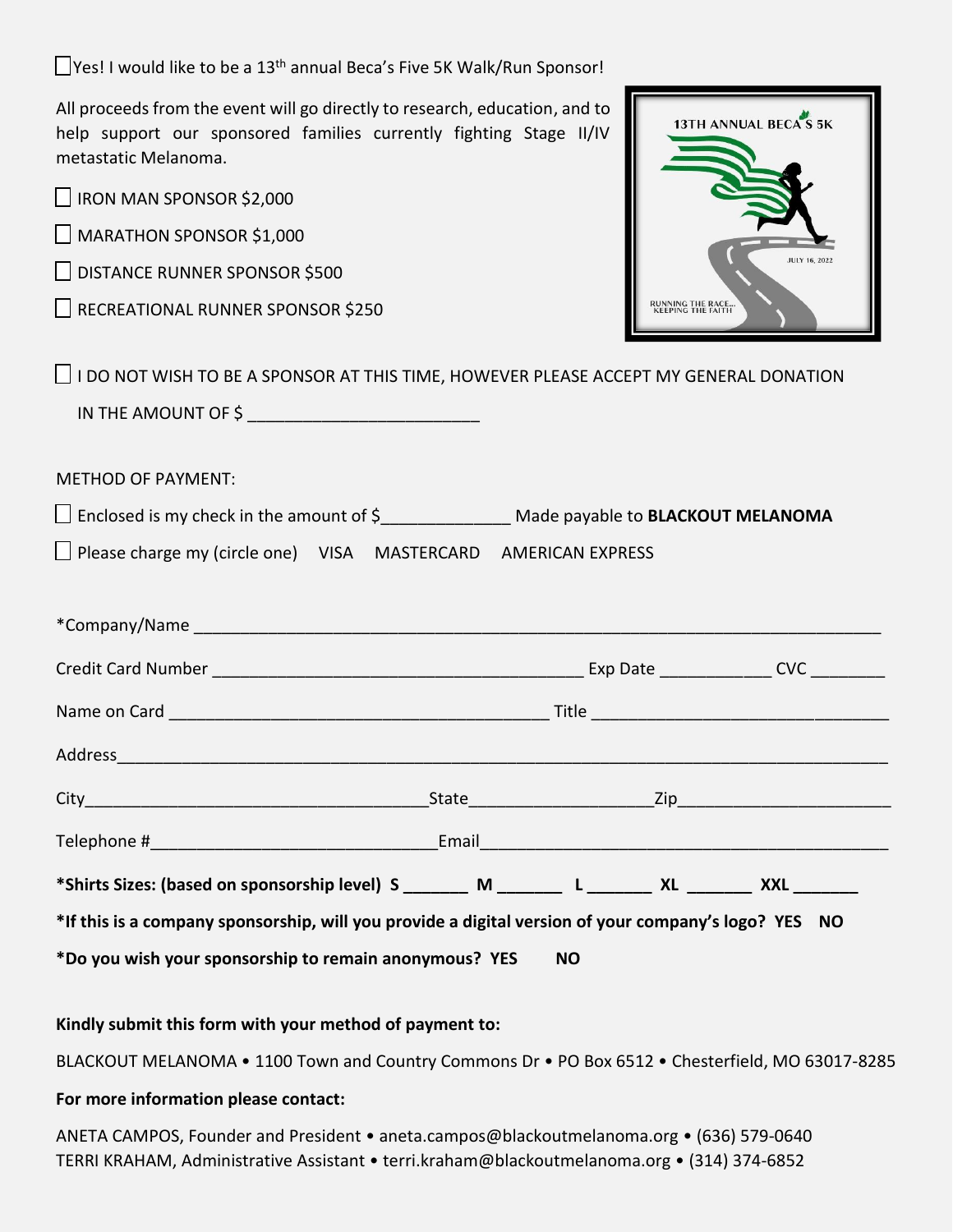☐ Yes! I would like to be a 13th annual Beca's Five 5K Walk/Run Sponsor!

All proceeds from the event will go directly to research, education, and to help support our sponsored families currently fighting Stage II/IV metastatic Melanoma.

☐ IRON MAN SPONSOR $2,000

☐ MARATHON SPONSOR $1,000

☐ DISTANCE RUNNER SPONSOR $500

☐ RECREATIONAL RUNNER SPONSOR $250

13TH ANNUAL BECA'S 5K

JULY 16, 2022

RUNNING THE RACE... KEEPING THE FAITH

☐ I DO NOT WISH TO BE A SPONSOR AT THIS TIME, HOWEVER PLEASE ACCEPT MY GENERAL DONATION IN THE AMOUNT OF $ ________________________

METHOD OF PAYMENT:

☐ Enclosed is my check in the amount of $_____________ Made payable to **BLACKOUT MELANOMA**

☐ Please charge my (circle one) VISA MASTERCARD AMERICAN EXPRESS

*Company/Name ____________________________________________________________________________

Credit Card Number _______________________________________ Exp Date ____________ CVC ________

Name on Card __________________________________________ Title _______________________________

Address___________________________________________________________________________________

City___________________________________State___________________Zip______________________

Telephone #______________________________Email____________________________________________

**\*Shirts Sizes: (based on sponsorship level) S _______ M _______ L _______ XL _______ XXL _______**

**\*If this is a company sponsorship, will you provide a digital version of your company's logo? YES NO**

**\*Do you wish your sponsorship to remain anonymous? YES NO**

**Kindly submit this form with your method of payment to:**

BLACKOUT MELANOMA • 1100 Town and Country Commons Dr • PO Box 6512 • Chesterfield, MO 63017-8285

**For more information please contact:**

ANETA CAMPOS, Founder and President • aneta.campos@blackoutmelanoma.org • (636) 579-0640
TERRI KRAHAM, Administrative Assistant • terri.kraham@blackoutmelanoma.org • (314) 374-6852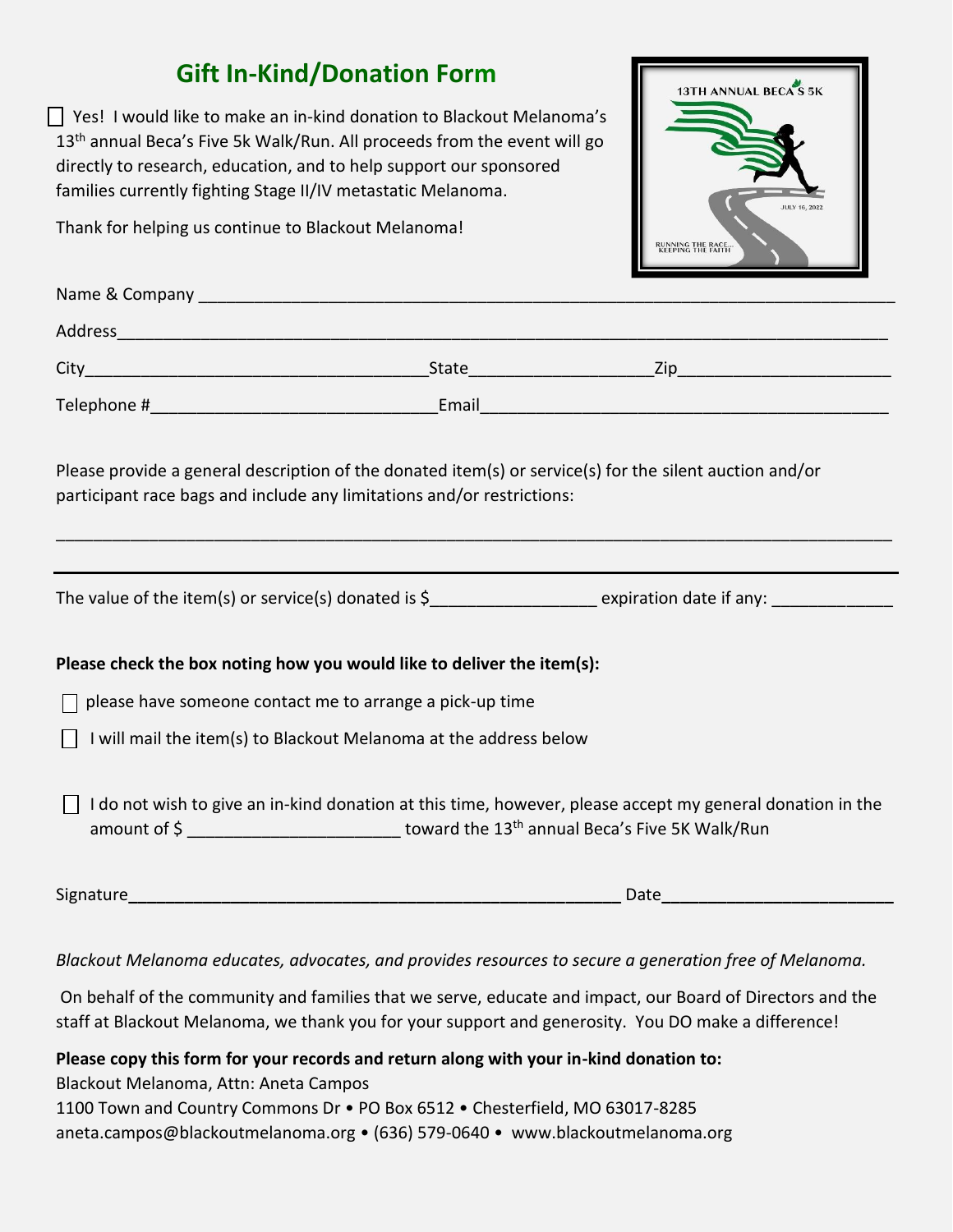# Gift In-Kind/Donation Form

☐ Yes! I would like to make an in-kind donation to Blackout Melanoma's 13th annual Beca's Five 5k Walk/Run. All proceeds from the event will go directly to research, education, and to help support our sponsored families currently fighting Stage II/IV metastatic Melanoma.

Thank for helping us continue to Blackout Melanoma!

13TH ANNUAL BECA'S 5K

JULY 16, 2022

RUNNING THE RACE... KEEPING THE FAITH

Name & Company ______________________________________________________________

Address______________________________________________________________________

City_________________________________ State_________________ Zip____________________

Telephone #___________________________ Email_________________________________________

Please provide a general description of the donated item(s) or service(s) for the silent auction and/or participant race bags and include any limitations and/or restrictions:

_____________________________________________________________________________

The value of the item(s) or service(s) donated is $________________ expiration date if any: ____________

**Please check the box noting how you would like to deliver the item(s):**

☐ please have someone contact me to arrange a pick-up time

☐ I will mail the item(s) to Blackout Melanoma at the address below

☐ I do not wish to give an in-kind donation at this time, however, please accept my general donation in the amount of $ ____________________ toward the 13th annual Beca's Five 5K Walk/Run

Signature_______________________________________________ Date______________________

*Blackout Melanoma educates, advocates, and provides resources to secure a generation free of Melanoma.*

On behalf of the community and families that we serve, educate and impact, our Board of Directors and the staff at Blackout Melanoma, we thank you for your support and generosity. You DO make a difference!

**Please copy this form for your records and return along with your in-kind donation to:**
Blackout Melanoma, Attn: Aneta Campos
1100 Town and Country Commons Dr • PO Box 6512 • Chesterfield, MO 63017-8285
aneta.campos@blackoutmelanoma.org • (636) 579-0640 • www.blackoutmelanoma.org